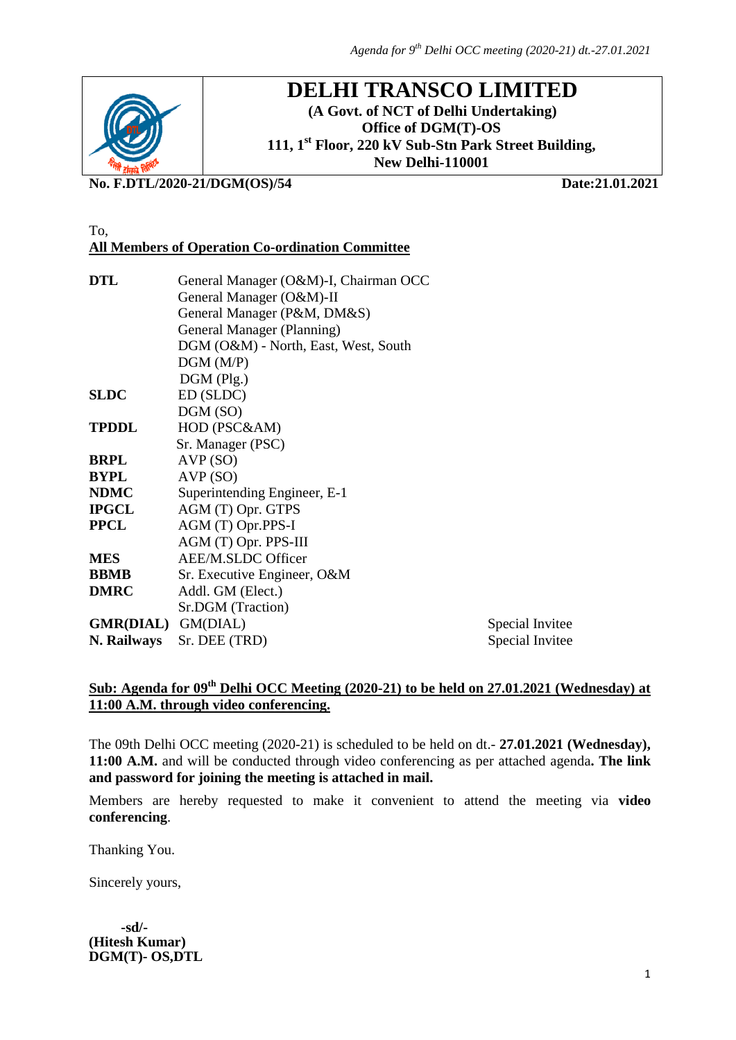# DELHI TRANSCO LIMITED

**(A Govt. of NCT of Delhi Undertaking)**
**Office of DGM(T)-OS**
**111, 1st Floor, 220 kV Sub-Stn Park Street Building,**
**New Delhi-110001**

**No. F.DTL/2020-21/DGM(OS)/54** **Date:21.01.2021**

To,
**All Members of Operation Co-ordination Committee**

| | | |
|---|---|---|
| **DTL** | General Manager (O&M)-I, Chairman OCC | |
| | General Manager (O&M)-II | |
| | General Manager (P&M, DM&S) | |
| | General Manager (Planning) | |
| | DGM (O&M) - North, East, West, South | |
| | DGM (M/P) | |
| | DGM (Plg.) | |
| **SLDC** | ED (SLDC) | |
| | DGM (SO) | |
| **TPDDL** | HOD (PSC&AM) | |
| | Sr. Manager (PSC) | |
| **BRPL** | AVP (SO) | |
| **BYPL** | AVP (SO) | |
| **NDMC** | Superintending Engineer, E-1 | |
| **IPGCL** | AGM (T) Opr. GTPS | |
| **PPCL** | AGM (T) Opr.PPS-I | |
| | AGM (T) Opr. PPS-III | |
| **MES** | AEE/M.SLDC Officer | |
| **BBMB** | Sr. Executive Engineer, O&M | |
| **DMRC** | Addl. GM (Elect.) | |
| | Sr.DGM (Traction) | |
| **GMR(DIAL)** | GM(DIAL) | Special Invitee |
| **N. Railways** | Sr. DEE (TRD) | Special Invitee |

**Sub: Agenda for 09th Delhi OCC Meeting (2020-21) to be held on 27.01.2021 (Wednesday) at 11:00 A.M. through video conferencing.**

The 09th Delhi OCC meeting (2020-21) is scheduled to be held on dt.- **27.01.2021 (Wednesday), 11:00 A.M.** and will be conducted through video conferencing as per attached agenda**. The link and password for joining the meeting is attached in mail.**

Members are hereby requested to make it convenient to attend the meeting via **video conferencing**.

Thanking You.

Sincerely yours,

**-sd/-**
**(Hitesh Kumar)**
**DGM(T)- OS,DTL**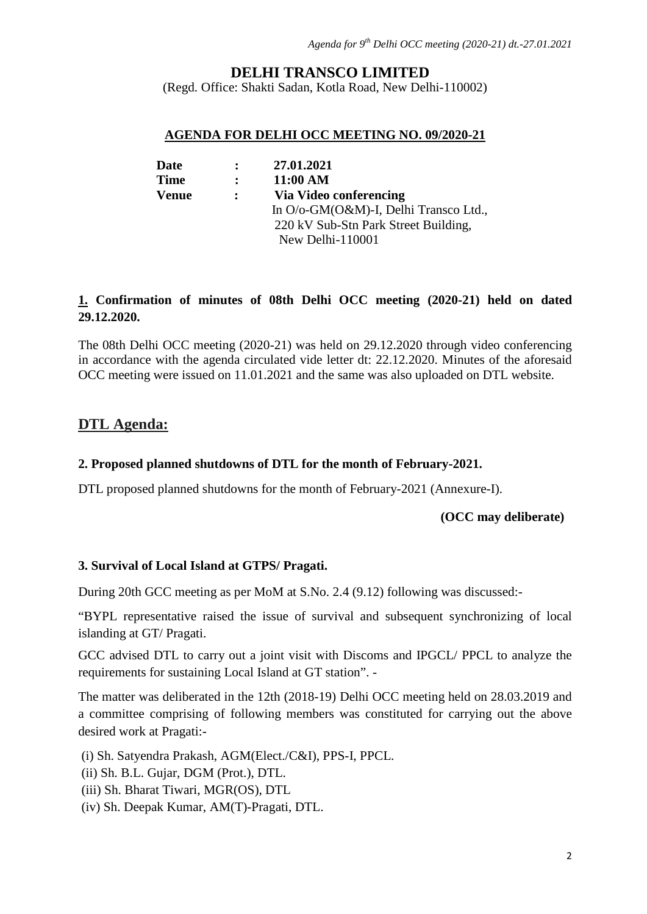# DELHI TRANSCO LIMITED

(Regd. Office: Shakti Sadan, Kotla Road, New Delhi-110002)

## AGENDA FOR DELHI OCC MEETING NO. 09/2020-21

| | | |
|---|---|---|
| **Date** | **:** | **27.01.2021** |
| **Time** | **:** | **11:00 AM** |
| **Venue** | **:** | **Via Video conferencing**<br>In O/o-GM(O&M)-I, Delhi Transco Ltd.,<br>220 kV Sub-Stn Park Street Building,<br>New Delhi-110001 |

**1. Confirmation of minutes of 08th Delhi OCC meeting (2020-21) held on dated 29.12.2020.**

The 08th Delhi OCC meeting (2020-21) was held on 29.12.2020 through video conferencing in accordance with the agenda circulated vide letter dt: 22.12.2020. Minutes of the aforesaid OCC meeting were issued on 11.01.2021 and the same was also uploaded on DTL website.

## DTL Agenda:

**2. Proposed planned shutdowns of DTL for the month of February-2021.**

DTL proposed planned shutdowns for the month of February-2021 (Annexure-I).

**(OCC may deliberate)**

**3. Survival of Local Island at GTPS/ Pragati.**

During 20th GCC meeting as per MoM at S.No. 2.4 (9.12) following was discussed:-

"BYPL representative raised the issue of survival and subsequent synchronizing of local islanding at GT/ Pragati.

GCC advised DTL to carry out a joint visit with Discoms and IPGCL/ PPCL to analyze the requirements for sustaining Local Island at GT station". -

The matter was deliberated in the 12th (2018-19) Delhi OCC meeting held on 28.03.2019 and a committee comprising of following members was constituted for carrying out the above desired work at Pragati:-

(i) Sh. Satyendra Prakash, AGM(Elect./C&I), PPS-I, PPCL.
(ii) Sh. B.L. Gujar, DGM (Prot.), DTL.
(iii) Sh. Bharat Tiwari, MGR(OS), DTL
(iv) Sh. Deepak Kumar, AM(T)-Pragati, DTL.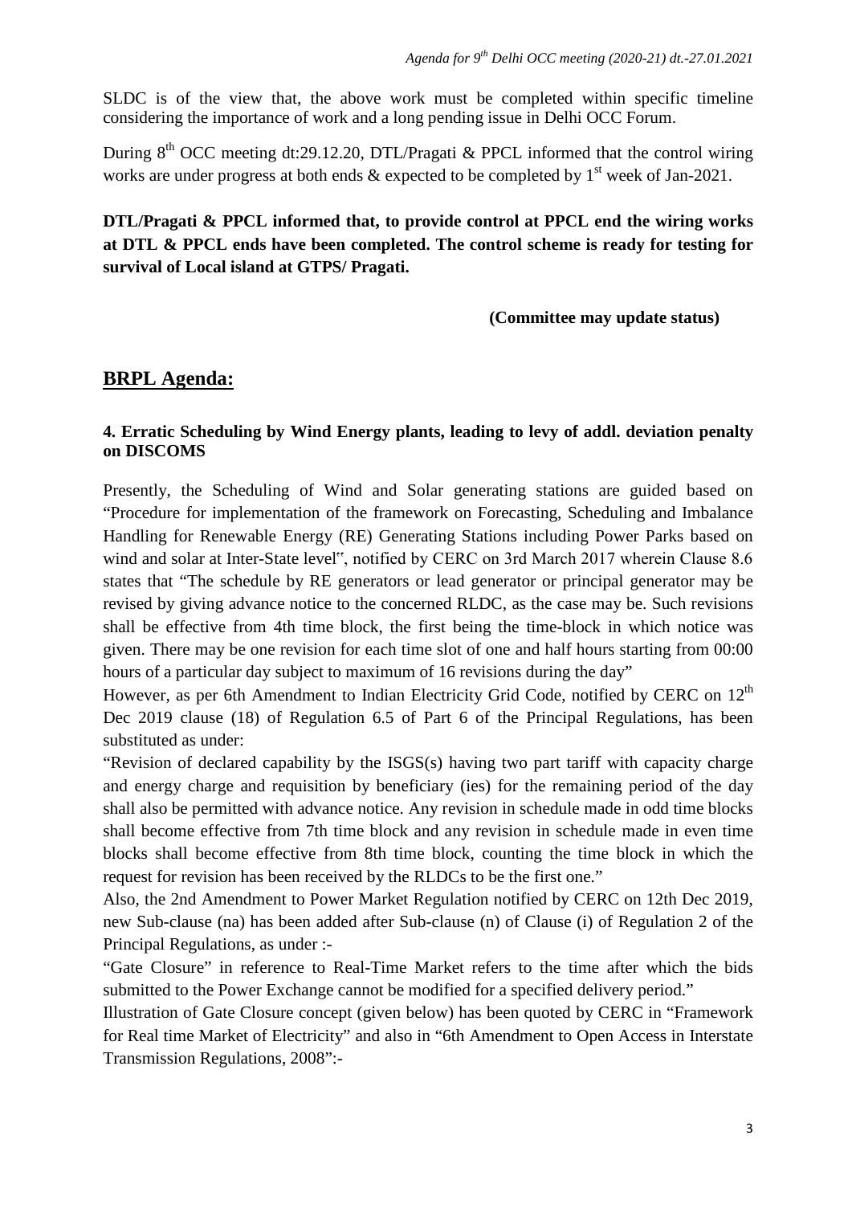SLDC is of the view that, the above work must be completed within specific timeline considering the importance of work and a long pending issue in Delhi OCC Forum.

During 8th OCC meeting dt:29.12.20, DTL/Pragati & PPCL informed that the control wiring works are under progress at both ends & expected to be completed by 1st week of Jan-2021.

**DTL/Pragati & PPCL informed that, to provide control at PPCL end the wiring works at DTL & PPCL ends have been completed. The control scheme is ready for testing for survival of Local island at GTPS/ Pragati.**

**(Committee may update status)**

## BRPL Agenda:

### 4. Erratic Scheduling by Wind Energy plants, leading to levy of addl. deviation penalty on DISCOMS

Presently, the Scheduling of Wind and Solar generating stations are guided based on "Procedure for implementation of the framework on Forecasting, Scheduling and Imbalance Handling for Renewable Energy (RE) Generating Stations including Power Parks based on wind and solar at Inter-State level", notified by CERC on 3rd March 2017 wherein Clause 8.6 states that "The schedule by RE generators or lead generator or principal generator may be revised by giving advance notice to the concerned RLDC, as the case may be. Such revisions shall be effective from 4th time block, the first being the time-block in which notice was given. There may be one revision for each time slot of one and half hours starting from 00:00 hours of a particular day subject to maximum of 16 revisions during the day"

However, as per 6th Amendment to Indian Electricity Grid Code, notified by CERC on 12th Dec 2019 clause (18) of Regulation 6.5 of Part 6 of the Principal Regulations, has been substituted as under:

"Revision of declared capability by the ISGS(s) having two part tariff with capacity charge and energy charge and requisition by beneficiary (ies) for the remaining period of the day shall also be permitted with advance notice. Any revision in schedule made in odd time blocks shall become effective from 7th time block and any revision in schedule made in even time blocks shall become effective from 8th time block, counting the time block in which the request for revision has been received by the RLDCs to be the first one."

Also, the 2nd Amendment to Power Market Regulation notified by CERC on 12th Dec 2019, new Sub-clause (na) has been added after Sub-clause (n) of Clause (i) of Regulation 2 of the Principal Regulations, as under :-

"Gate Closure" in reference to Real-Time Market refers to the time after which the bids submitted to the Power Exchange cannot be modified for a specified delivery period."

Illustration of Gate Closure concept (given below) has been quoted by CERC in "Framework for Real time Market of Electricity" and also in "6th Amendment to Open Access in Interstate Transmission Regulations, 2008":-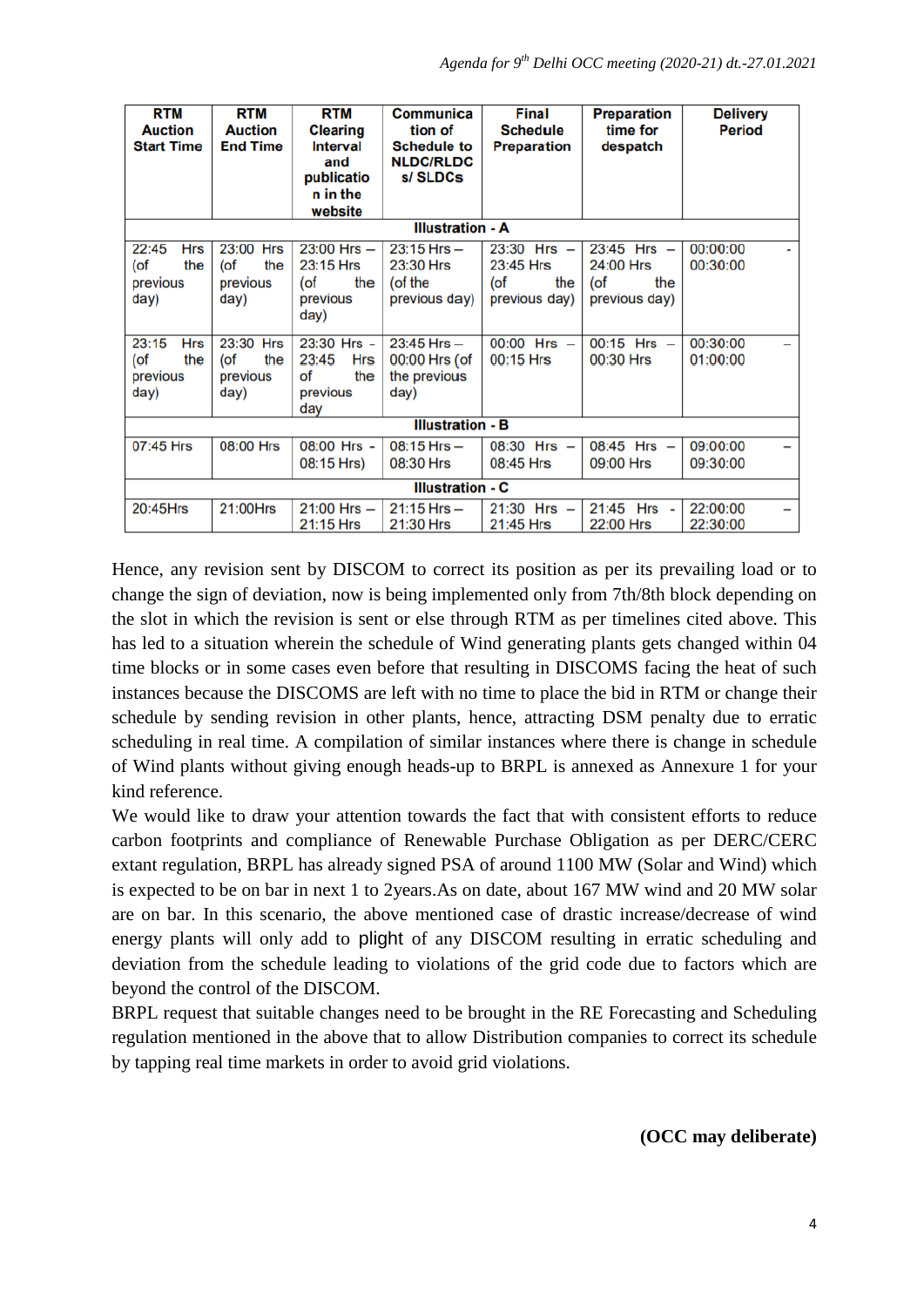| RTM Auction Start Time | RTM Auction End Time | RTM Clearing Interval and publication in the website | Communication of Schedule to NLDC/RLDCs/ SLDCs | Final Schedule Preparation | Preparation time for despatch | Delivery Period |
|---|---|---|---|---|---|---|
| **Illustration - A** | | | | | | |
| 22:45 Hrs (of the previous day) | 23:00 Hrs (of the previous day) | 23:00 Hrs – 23:15 Hrs (of the previous day) | 23:15 Hrs – 23:30 Hrs (of the previous day) | 23:30 Hrs – 23:45 Hrs (of the previous day) | 23:45 Hrs – 24:00 Hrs (of the previous day) | 00:00:00 - 00:30:00 |
| 23:15 Hrs (of the previous day) | 23:30 Hrs (of the previous day) | 23:30 Hrs - 23:45 Hrs of the previous day | 23:45 Hrs – 00:00 Hrs (of the previous day) | 00:00 Hrs – 00:15 Hrs | 00:15 Hrs – 00:30 Hrs | 00:30:00 – 01:00:00 |
| **Illustration - B** | | | | | | |
| 07:45 Hrs | 08:00 Hrs | 08:00 Hrs - 08:15 Hrs) | 08:15 Hrs – 08:30 Hrs | 08:30 Hrs – 08:45 Hrs | 08:45 Hrs – 09:00 Hrs | 09:00:00 – 09:30:00 |
| **Illustration - C** | | | | | | |
| 20:45Hrs | 21:00Hrs | 21:00 Hrs – 21:15 Hrs | 21:15 Hrs – 21:30 Hrs | 21:30 Hrs – 21:45 Hrs | 21:45 Hrs - 22:00 Hrs | 22:00:00 – 22:30:00 |

Hence, any revision sent by DISCOM to correct its position as per its prevailing load or to change the sign of deviation, now is being implemented only from 7th/8th block depending on the slot in which the revision is sent or else through RTM as per timelines cited above. This has led to a situation wherein the schedule of Wind generating plants gets changed within 04 time blocks or in some cases even before that resulting in DISCOMS facing the heat of such instances because the DISCOMS are left with no time to place the bid in RTM or change their schedule by sending revision in other plants, hence, attracting DSM penalty due to erratic scheduling in real time. A compilation of similar instances where there is change in schedule of Wind plants without giving enough heads-up to BRPL is annexed as Annexure 1 for your kind reference.

We would like to draw your attention towards the fact that with consistent efforts to reduce carbon footprints and compliance of Renewable Purchase Obligation as per DERC/CERC extant regulation, BRPL has already signed PSA of around 1100 MW (Solar and Wind) which is expected to be on bar in next 1 to 2years.As on date, about 167 MW wind and 20 MW solar are on bar. In this scenario, the above mentioned case of drastic increase/decrease of wind energy plants will only add to plight of any DISCOM resulting in erratic scheduling and deviation from the schedule leading to violations of the grid code due to factors which are beyond the control of the DISCOM.

BRPL request that suitable changes need to be brought in the RE Forecasting and Scheduling regulation mentioned in the above that to allow Distribution companies to correct its schedule by tapping real time markets in order to avoid grid violations.

**(OCC may deliberate)**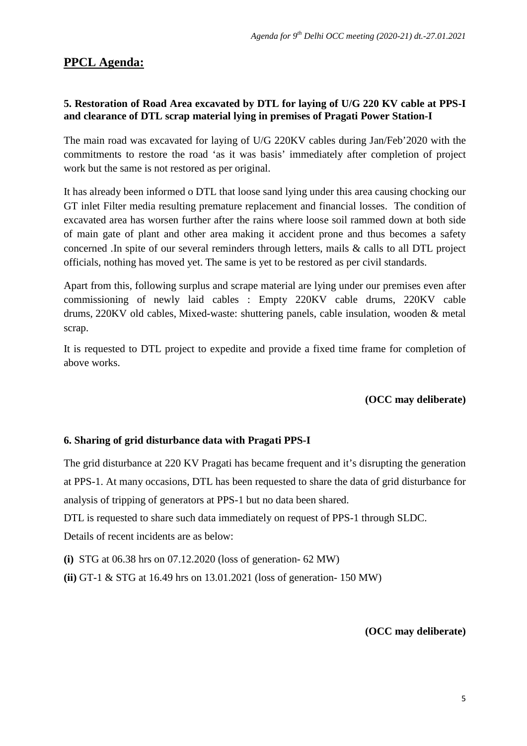## PPCL Agenda:

**5. Restoration of Road Area excavated by DTL for laying of U/G 220 KV cable at PPS-I and clearance of DTL scrap material lying in premises of Pragati Power Station-I**

The main road was excavated for laying of U/G 220KV cables during Jan/Feb'2020 with the commitments to restore the road 'as it was basis' immediately after completion of project work but the same is not restored as per original.

It has already been informed o DTL that loose sand lying under this area causing chocking our GT inlet Filter media resulting premature replacement and financial losses. The condition of excavated area has worsen further after the rains where loose soil rammed down at both side of main gate of plant and other area making it accident prone and thus becomes a safety concerned .In spite of our several reminders through letters, mails & calls to all DTL project officials, nothing has moved yet. The same is yet to be restored as per civil standards.

Apart from this, following surplus and scrape material are lying under our premises even after commissioning of newly laid cables : Empty 220KV cable drums, 220KV cable drums, 220KV old cables, Mixed-waste: shuttering panels, cable insulation, wooden & metal scrap.

It is requested to DTL project to expedite and provide a fixed time frame for completion of above works.

**(OCC may deliberate)**

**6. Sharing of grid disturbance data with Pragati PPS-I**

The grid disturbance at 220 KV Pragati has became frequent and it's disrupting the generation at PPS-1. At many occasions, DTL has been requested to share the data of grid disturbance for analysis of tripping of generators at PPS-1 but no data been shared.

DTL is requested to share such data immediately on request of PPS-1 through SLDC.

Details of recent incidents are as below:

**(i)** STG at 06.38 hrs on 07.12.2020 (loss of generation- 62 MW)

**(ii)** GT-1 & STG at 16.49 hrs on 13.01.2021 (loss of generation- 150 MW)

**(OCC may deliberate)**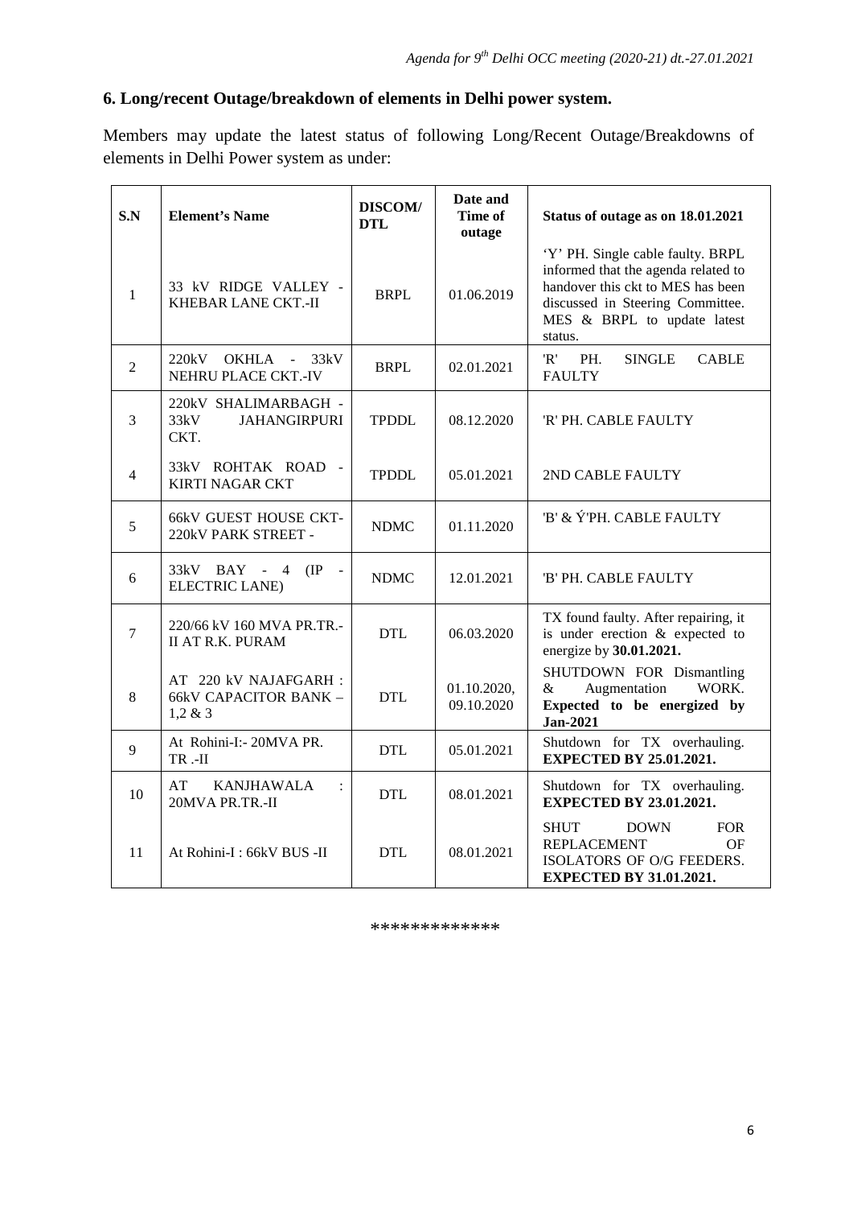## 6. Long/recent Outage/breakdown of elements in Delhi power system.

Members may update the latest status of following Long/Recent Outage/Breakdowns of elements in Delhi Power system as under:

| S.N | Element's Name | DISCOM/ DTL | Date and Time of outage | Status of outage as on 18.01.2021 |
|---|---|---|---|---|
| 1 | 33 kV RIDGE VALLEY - KHEBAR LANE CKT.-II | BRPL | 01.06.2019 | 'Y' PH. Single cable faulty. BRPL informed that the agenda related to handover this ckt to MES has been discussed in Steering Committee. MES & BRPL to update latest status. |
| 2 | 220kV OKHLA - 33kV NEHRU PLACE CKT.-IV | BRPL | 02.01.2021 | 'R' PH. SINGLE CABLE FAULTY |
| 3 | 220kV SHALIMARBAGH - 33kV JAHANGIRPURI CKT. | TPDDL | 08.12.2020 | 'R' PH. CABLE FAULTY |
| 4 | 33kV ROHTAK ROAD - KIRTI NAGAR CKT | TPDDL | 05.01.2021 | 2ND CABLE FAULTY |
| 5 | 66kV GUEST HOUSE CKT- 220kV PARK STREET - | NDMC | 01.11.2020 | 'B' & Ý'PH. CABLE FAULTY |
| 6 | 33kV BAY - 4 (IP - ELECTRIC LANE) | NDMC | 12.01.2021 | 'B' PH. CABLE FAULTY |
| 7 | 220/66 kV 160 MVA PR.TR.- II AT R.K. PURAM | DTL | 06.03.2020 | TX found faulty. After repairing, it is under erection & expected to energize by **30.01.2021.** |
| 8 | AT 220 kV NAJAFGARH : 66kV CAPACITOR BANK – 1,2 & 3 | DTL | 01.10.2020, 09.10.2020 | SHUTDOWN FOR Dismantling & Augmentation WORK. **Expected to be energized by Jan-2021** |
| 9 | At Rohini-I:- 20MVA PR. TR .-II | DTL | 05.01.2021 | Shutdown for TX overhauling. **EXPECTED BY 25.01.2021.** |
| 10 | AT KANJHAWALA : 20MVA PR.TR.-II | DTL | 08.01.2021 | Shutdown for TX overhauling. **EXPECTED BY 23.01.2021.** |
| 11 | At Rohini-I : 66kV BUS -II | DTL | 08.01.2021 | SHUT DOWN FOR REPLACEMENT OF ISOLATORS OF O/G FEEDERS. **EXPECTED BY 31.01.2021.** |

*************